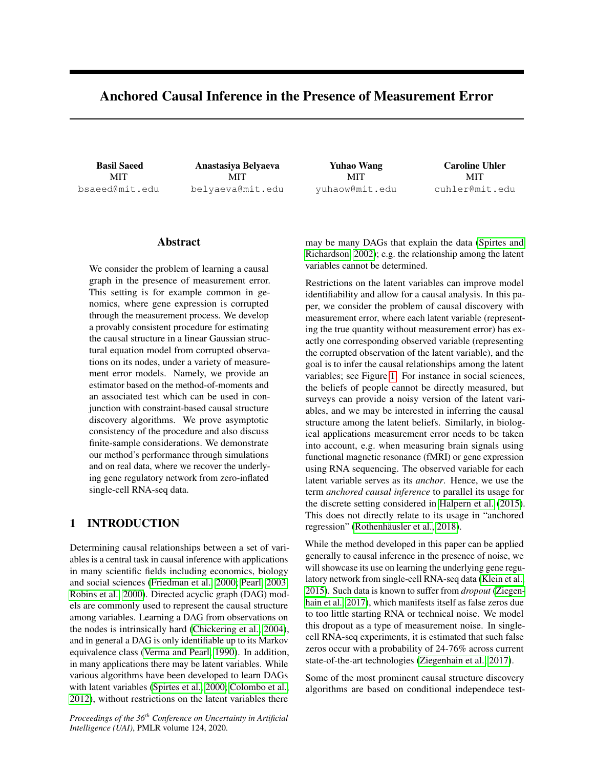# Anchored Causal Inference in the Presence of Measurement Error

**Basil Saeed**
MIT
bsaeed@mit.edu

**Anastasiya Belyaeva**
MIT
belyaeva@mit.edu

**Yuhao Wang**
MIT
yuhaow@mit.edu

**Caroline Uhler**
MIT
cuhler@mit.edu

## Abstract

We consider the problem of learning a causal graph in the presence of measurement error. This setting is for example common in genomics, where gene expression is corrupted through the measurement process. We develop a provably consistent procedure for estimating the causal structure in a linear Gaussian structural equation model from corrupted observations on its nodes, under a variety of measurement error models. Namely, we provide an estimator based on the method-of-moments and an associated test which can be used in conjunction with constraint-based causal structure discovery algorithms. We prove asymptotic consistency of the procedure and also discuss finite-sample considerations. We demonstrate our method's performance through simulations and on real data, where we recover the underlying gene regulatory network from zero-inflated single-cell RNA-seq data.

## 1 INTRODUCTION

Determining causal relationships between a set of variables is a central task in causal inference with applications in many scientific fields including economics, biology and social sciences (Friedman et al., 2000; Pearl, 2003; Robins et al., 2000). Directed acyclic graph (DAG) models are commonly used to represent the causal structure among variables. Learning a DAG from observations on the nodes is intrinsically hard (Chickering et al., 2004), and in general a DAG is only identifiable up to its Markov equivalence class (Verma and Pearl, 1990). In addition, in many applications there may be latent variables. While various algorithms have been developed to learn DAGs with latent variables (Spirtes et al., 2000; Colombo et al., 2012), without restrictions on the latent variables there may be many DAGs that explain the data (Spirtes and Richardson, 2002); e.g. the relationship among the latent variables cannot be determined.

Restrictions on the latent variables can improve model identifiability and allow for a causal analysis. In this paper, we consider the problem of causal discovery with measurement error, where each latent variable (representing the true quantity without measurement error) has exactly one corresponding observed variable (representing the corrupted observation of the latent variable), and the goal is to infer the causal relationships among the latent variables; see Figure 1. For instance in social sciences, the beliefs of people cannot be directly measured, but surveys can provide a noisy version of the latent variables, and we may be interested in inferring the causal structure among the latent beliefs. Similarly, in biological applications measurement error needs to be taken into account, e.g. when measuring brain signals using functional magnetic resonance (fMRI) or gene expression using RNA sequencing. The observed variable for each latent variable serves as its *anchor*. Hence, we use the term *anchored causal inference* to parallel its usage for the discrete setting considered in Halpern et al. (2015). This does not directly relate to its usage in "anchored regression" (Rothenhäusler et al., 2018).

While the method developed in this paper can be applied generally to causal inference in the presence of noise, we will showcase its use on learning the underlying gene regulatory network from single-cell RNA-seq data (Klein et al., 2015). Such data is known to suffer from *dropout* (Ziegenhain et al., 2017), which manifests itself as false zeros due to too little starting RNA or technical noise. We model this dropout as a type of measurement noise. In single-cell RNA-seq experiments, it is estimated that such false zeros occur with a probability of 24-76% across current state-of-the-art technologies (Ziegenhain et al., 2017).

Some of the most prominent causal structure discovery algorithms are based on conditional independece test-

*Proceedings of the 36th Conference on Uncertainty in Artificial Intelligence (UAI)*, PMLR volume 124, 2020.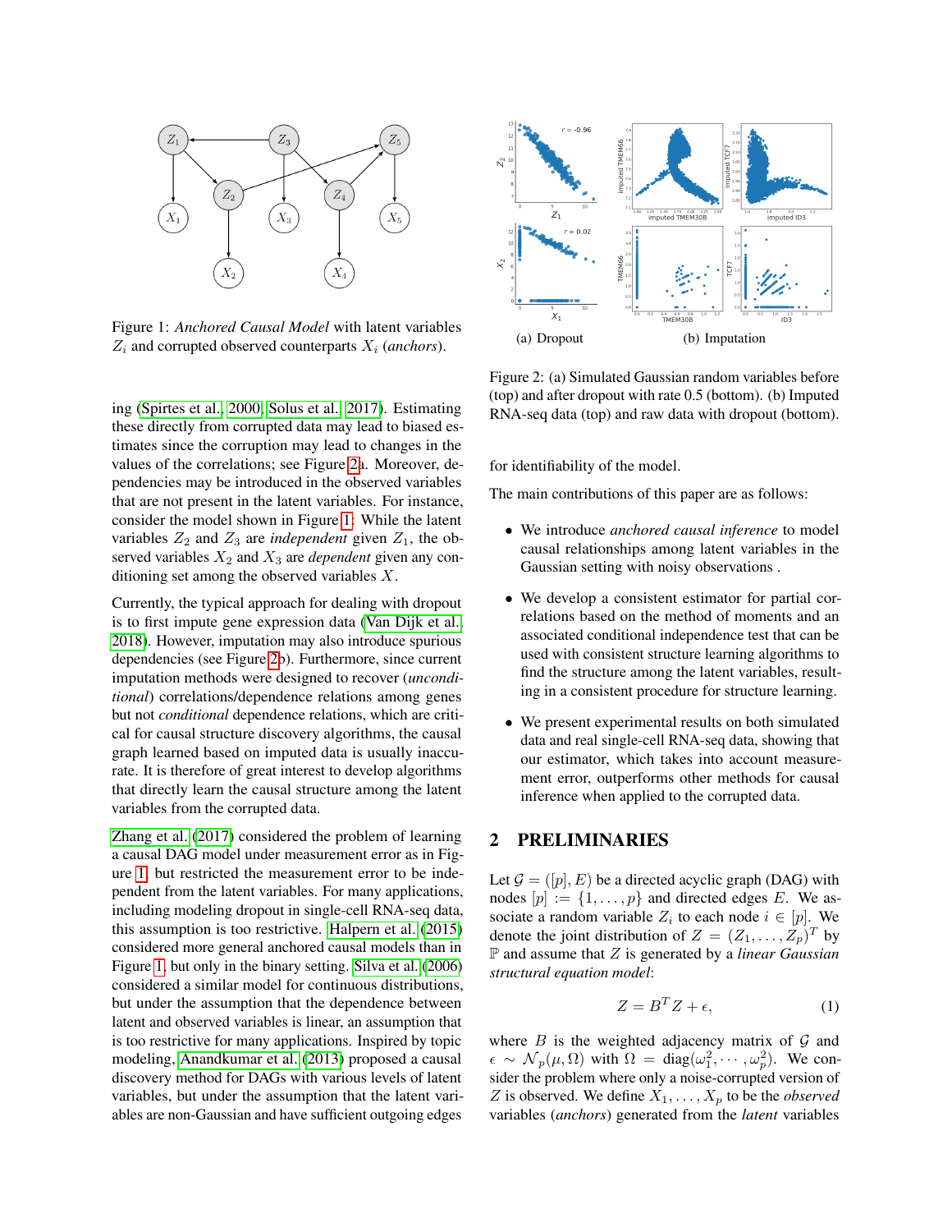Figure 1: *Anchored Causal Model* with latent variables $Z_i$ and corrupted observed counterparts $X_i$ (*anchors*).

ing (Spirtes et al., 2000; Solus et al., 2017). Estimating these directly from corrupted data may lead to biased estimates since the corruption may lead to changes in the values of the correlations; see Figure 2a. Moreover, dependencies may be introduced in the observed variables that are not present in the latent variables. For instance, consider the model shown in Figure 1: While the latent variables $Z_2$ and $Z_3$ are *independent* given $Z_1$, the observed variables $X_2$ and $X_3$ are *dependent* given any conditioning set among the observed variables $X$.

Currently, the typical approach for dealing with dropout is to first impute gene expression data (Van Dijk et al., 2018). However, imputation may also introduce spurious dependencies (see Figure 2b). Furthermore, since current imputation methods were designed to recover (*unconditional*) correlations/dependence relations among genes but not *conditional* dependence relations, which are critical for causal structure discovery algorithms, the causal graph learned based on imputed data is usually inaccurate. It is therefore of great interest to develop algorithms that directly learn the causal structure among the latent variables from the corrupted data.

Zhang et al. (2017) considered the problem of learning a causal DAG model under measurement error as in Figure 1, but restricted the measurement error to be independent from the latent variables. For many applications, including modeling dropout in single-cell RNA-seq data, this assumption is too restrictive. Halpern et al. (2015) considered more general anchored causal models than in Figure 1, but only in the binary setting. Silva et al. (2006) considered a similar model for continuous distributions, but under the assumption that the dependence between latent and observed variables is linear, an assumption that is too restrictive for many applications. Inspired by topic modeling, Anandkumar et al. (2013) proposed a causal discovery method for DAGs with various levels of latent variables, but under the assumption that the latent variables are non-Gaussian and have sufficient outgoing edges

(a) Dropout (b) Imputation

Figure 2: (a) Simulated Gaussian random variables before (top) and after dropout with rate 0.5 (bottom). (b) Imputed RNA-seq data (top) and raw data with dropout (bottom).

for identifiability of the model.

The main contributions of this paper are as follows:

- We introduce *anchored causal inference* to model causal relationships among latent variables in the Gaussian setting with noisy observations .
- We develop a consistent estimator for partial correlations based on the method of moments and an associated conditional independence test that can be used with consistent structure learning algorithms to find the structure among the latent variables, resulting in a consistent procedure for structure learning.
- We present experimental results on both simulated data and real single-cell RNA-seq data, showing that our estimator, which takes into account measurement error, outperforms other methods for causal inference when applied to the corrupted data.

## 2 PRELIMINARIES

Let $\mathcal{G} = ([p], E)$ be a directed acyclic graph (DAG) with nodes $[p] := \{1, \ldots, p\}$ and directed edges $E$. We associate a random variable $Z_i$ to each node $i \in [p]$. We denote the joint distribution of $Z = (Z_1, \ldots, Z_p)^T$ by $\mathbb{P}$ and assume that $Z$ is generated by a *linear Gaussian structural equation model*:

$$Z = B^T Z + \epsilon, \tag{1}$$

where $B$ is the weighted adjacency matrix of $\mathcal{G}$ and $\epsilon \sim \mathcal{N}_p(\mu, \Omega)$ with $\Omega = \text{diag}(\omega_1^2, \cdots, \omega_p^2)$. We consider the problem where only a noise-corrupted version of $Z$ is observed. We define $X_1, \ldots, X_p$ to be the *observed* variables (*anchors*) generated from the *latent* variables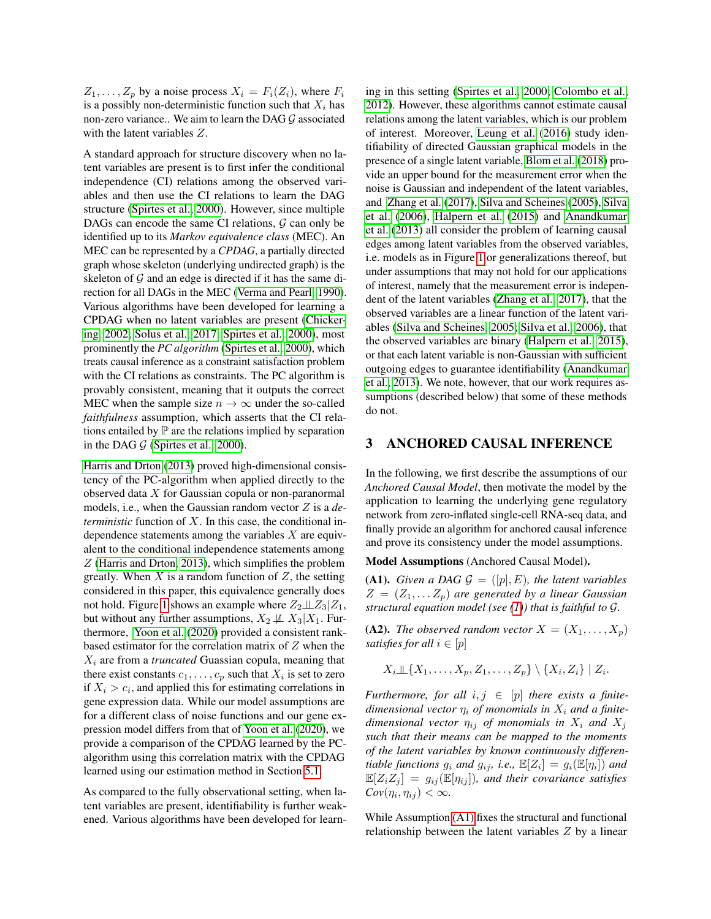$Z_1, \ldots, Z_p$ by a noise process $X_i = F_i(Z_i)$, where $F_i$ is a possibly non-deterministic function such that $X_i$ has non-zero variance.. We aim to learn the DAG $\mathcal{G}$ associated with the latent variables $Z$.

A standard approach for structure discovery when no latent variables are present is to first infer the conditional independence (CI) relations among the observed variables and then use the CI relations to learn the DAG structure (Spirtes et al., 2000). However, since multiple DAGs can encode the same CI relations, $\mathcal{G}$ can only be identified up to its *Markov equivalence class* (MEC). An MEC can be represented by a *CPDAG*, a partially directed graph whose skeleton (underlying undirected graph) is the skeleton of $\mathcal{G}$ and an edge is directed if it has the same direction for all DAGs in the MEC (Verma and Pearl, 1990). Various algorithms have been developed for learning a CPDAG when no latent variables are present (Chickering, 2002; Solus et al., 2017; Spirtes et al., 2000), most prominently the *PC algorithm* (Spirtes et al., 2000), which treats causal inference as a constraint satisfaction problem with the CI relations as constraints. The PC algorithm is provably consistent, meaning that it outputs the correct MEC when the sample size $n \to \infty$ under the so-called *faithfulness* assumption, which asserts that the CI relations entailed by $\mathbb{P}$ are the relations implied by separation in the DAG $\mathcal{G}$ (Spirtes et al., 2000).

Harris and Drton (2013) proved high-dimensional consistency of the PC-algorithm when applied directly to the observed data $X$ for Gaussian copula or non-paranormal models, i.e., when the Gaussian random vector $Z$ is a *deterministic* function of $X$. In this case, the conditional independence statements among the variables $X$ are equivalent to the conditional independence statements among $Z$ (Harris and Drton, 2013), which simplifies the problem greatly. When $X$ is a random function of $Z$, the setting considered in this paper, this equivalence generally does not hold. Figure 1 shows an example where $Z_2 \perp\!\!\!\perp Z_3 | Z_1$, but without any further assumptions, $X_2 \not\perp\!\!\!\perp X_3 | X_1$. Furthermore, Yoon et al. (2020) provided a consistent rank-based estimator for the correlation matrix of $Z$ when the $X_i$ are from a *truncated* Guassian copula, meaning that there exist constants $c_1, \ldots, c_p$ such that $X_i$ is set to zero if $X_i > c_i$, and applied this for estimating correlations in gene expression data. While our model assumptions are for a different class of noise functions and our gene expression model differs from that of Yoon et al. (2020), we provide a comparison of the CPDAG learned by the PC-algorithm using this correlation matrix with the CPDAG learned using our estimation method in Section 5.1.

As compared to the fully observational setting, when latent variables are present, identifiability is further weakened. Various algorithms have been developed for learning in this setting (Spirtes et al., 2000; Colombo et al., 2012). However, these algorithms cannot estimate causal relations among the latent variables, which is our problem of interest. Moreover, Leung et al. (2016) study identifiability of directed Gaussian graphical models in the presence of a single latent variable, Blom et al. (2018) provide an upper bound for the measurement error when the noise is Gaussian and independent of the latent variables, and Zhang et al. (2017), Silva and Scheines (2005), Silva et al. (2006), Halpern et al. (2015) and Anandkumar et al. (2013) all consider the problem of learning causal edges among latent variables from the observed variables, i.e. models as in Figure 1 or generalizations thereof, but under assumptions that may not hold for our applications of interest, namely that the measurement error is independent of the latent variables (Zhang et al., 2017), that the observed variables are a linear function of the latent variables (Silva and Scheines, 2005; Silva et al., 2006), that the observed variables are binary (Halpern et al., 2015), or that each latent variable is non-Gaussian with sufficient outgoing edges to guarantee identifiability (Anandkumar et al., 2013). We note, however, that our work requires assumptions (described below) that some of these methods do not.

## 3 ANCHORED CAUSAL INFERENCE

In the following, we first describe the assumptions of our *Anchored Causal Model*, then motivate the model by the application to learning the underlying gene regulatory network from zero-inflated single-cell RNA-seq data, and finally provide an algorithm for anchored causal inference and prove its consistency under the model assumptions.

**Model Assumptions** (Anchored Causal Model).

**(A1).** *Given a DAG $\mathcal{G} = ([p], E)$, the latent variables $Z = (Z_1, \ldots Z_p)$ are generated by a linear Gaussian structural equation model (see (1)) that is faithful to $\mathcal{G}$.*

**(A2).** *The observed random vector $X = (X_1, \ldots, X_p)$ satisfies for all $i \in [p]$*

$$X_i \perp\!\!\!\perp \{X_1, \ldots, X_p, Z_1, \ldots, Z_p\} \setminus \{X_i, Z_i\} \mid Z_i.$$

*Furthermore, for all $i, j \in [p]$ there exists a finite-dimensional vector $\eta_i$ of monomials in $X_i$ and a finite-dimensional vector $\eta_{ij}$ of monomials in $X_i$ and $X_j$ such that their means can be mapped to the moments of the latent variables by known continuously differentiable functions $g_i$ and $g_{ij}$, i.e., $\mathbb{E}[Z_i] = g_i(\mathbb{E}[\eta_i])$ and $\mathbb{E}[Z_i Z_j] = g_{ij}(\mathbb{E}[\eta_{ij}])$, and their covariance satisfies $Cov(\eta_i, \eta_{ij}) < \infty$.*

While Assumption (A1) fixes the structural and functional relationship between the latent variables $Z$ by a linear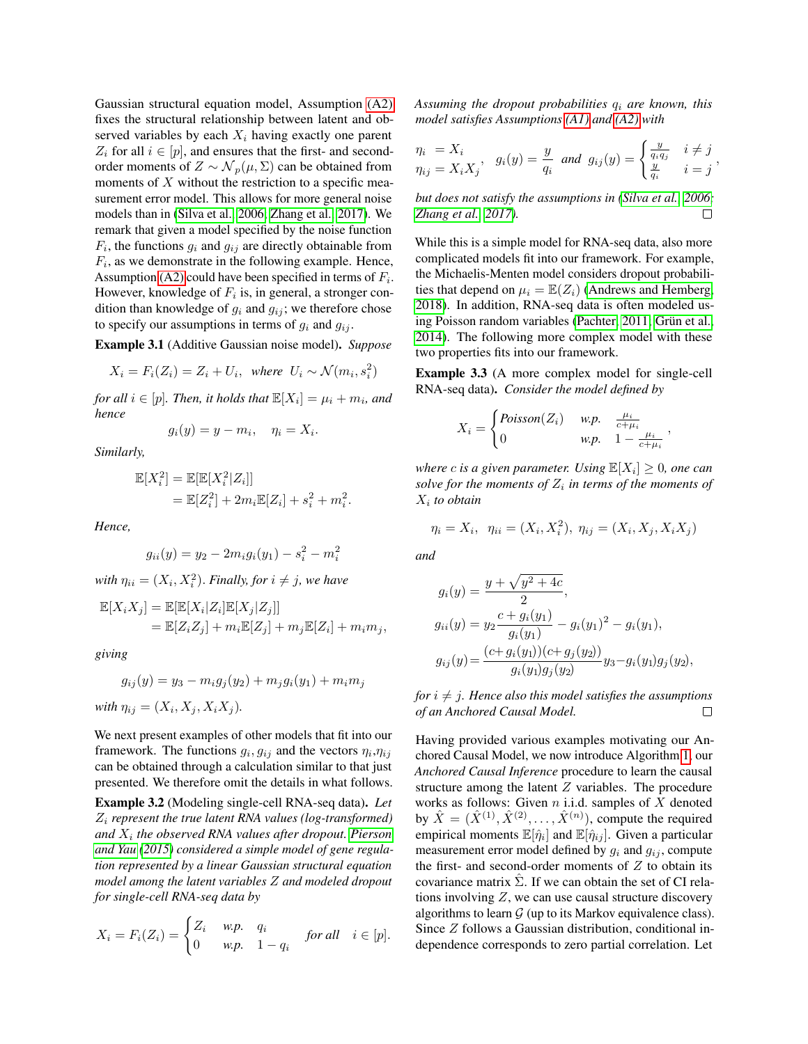Gaussian structural equation model, Assumption (A2) fixes the structural relationship between latent and observed variables by each $X_i$ having exactly one parent $Z_i$ for all $i \in [p]$, and ensures that the first- and second-order moments of $Z \sim \mathcal{N}_p(\mu, \Sigma)$ can be obtained from moments of $X$ without the restriction to a specific measurement error model. This allows for more general noise models than in (Silva et al., 2006; Zhang et al., 2017). We remark that given a model specified by the noise function $F_i$, the functions $g_i$ and $g_{ij}$ are directly obtainable from $F_i$, as we demonstrate in the following example. Hence, Assumption (A2) could have been specified in terms of $F_i$. However, knowledge of $F_i$ is, in general, a stronger condition than knowledge of $g_i$ and $g_{ij}$; we therefore chose to specify our assumptions in terms of $g_i$ and $g_{ij}$.

**Example 3.1** (Additive Gaussian noise model). *Suppose*

$$X_i = F_i(Z_i) = Z_i + U_i, \quad \text{where } U_i \sim \mathcal{N}(m_i, s_i^2)$$

*for all $i \in [p]$. Then, it holds that $\mathbb{E}[X_i] = \mu_i + m_i$, and hence*

$$g_i(y) = y - m_i, \quad \eta_i = X_i.$$

*Similarly,*

$$\begin{aligned}\mathbb{E}[X_i^2] &= \mathbb{E}[\mathbb{E}[X_i^2|Z_i]] \\ &= \mathbb{E}[Z_i^2] + 2m_i\mathbb{E}[Z_i] + s_i^2 + m_i^2.\end{aligned}$$

*Hence,*

$$g_{ii}(y) = y_2 - 2m_i g_i(y_1) - s_i^2 - m_i^2$$

*with $\eta_{ii} = (X_i, X_i^2)$. Finally, for $i \neq j$, we have*

$$\begin{aligned}\mathbb{E}[X_iX_j] &= \mathbb{E}[\mathbb{E}[X_i|Z_i]\mathbb{E}[X_j|Z_j]] \\ &= \mathbb{E}[Z_iZ_j] + m_i\mathbb{E}[Z_j] + m_j\mathbb{E}[Z_i] + m_im_j,\end{aligned}$$

*giving*

$$g_{ij}(y) = y_3 - m_i g_j(y_2) + m_j g_i(y_1) + m_i m_j$$

*with $\eta_{ij} = (X_i, X_j, X_iX_j)$.*

We next present examples of other models that fit into our framework. The functions $g_i, g_{ij}$ and the vectors $\eta_i$,$\eta_{ij}$ can be obtained through a calculation similar to that just presented. We therefore omit the details in what follows.

**Example 3.2** (Modeling single-cell RNA-seq data). *Let $Z_i$ represent the true latent RNA values (log-transformed) and $X_i$ the observed RNA values after dropout. Pierson and Yau (2015) considered a simple model of gene regulation represented by a linear Gaussian structural equation model among the latent variables $Z$ and modeled dropout for single-cell RNA-seq data by*

$$X_i = F_i(Z_i) = \begin{cases} Z_i & \text{w.p.} \quad q_i \\ 0 & \text{w.p.} \quad 1-q_i \end{cases} \quad \text{for all} \quad i \in [p].$$

*Assuming the dropout probabilities $q_i$ are known, this model satisfies Assumptions (A1) and (A2) with*

$$\begin{aligned}\eta_i &= X_i \\ \eta_{ij} &= X_iX_j\end{aligned}, \quad g_i(y) = \frac{y}{q_i} \quad \text{and} \quad g_{ij}(y) = \begin{cases} \frac{y}{q_iq_j} & i \neq j \\ \frac{y}{q_i} & i = j \end{cases},$$

*but does not satisfy the assumptions in (Silva et al., 2006; Zhang et al., 2017).* □

While this is a simple model for RNA-seq data, also more complicated models fit into our framework. For example, the Michaelis-Menten model considers dropout probabilities that depend on $\mu_i = \mathbb{E}(Z_i)$ (Andrews and Hemberg, 2018). In addition, RNA-seq data is often modeled using Poisson random variables (Pachter, 2011; Grün et al., 2014). The following more complex model with these two properties fits into our framework.

**Example 3.3** (A more complex model for single-cell RNA-seq data). *Consider the model defined by*

$$X_i = \begin{cases} \text{Poisson}(Z_i) & \text{w.p.} \quad \frac{\mu_i}{c+\mu_i} \\ 0 & \text{w.p.} \quad 1-\frac{\mu_i}{c+\mu_i} \end{cases},$$

*where $c$ is a given parameter. Using $\mathbb{E}[X_i] \geq 0$, one can solve for the moments of $Z_i$ in terms of the moments of $X_i$ to obtain*

$$\eta_i = X_i, \quad \eta_{ii} = (X_i, X_i^2), \quad \eta_{ij} = (X_i, X_j, X_iX_j)$$

*and*

$$\begin{aligned}g_i(y) &= \frac{y + \sqrt{y^2 + 4c}}{2}, \\ g_{ii}(y) &= y_2\frac{c + g_i(y_1)}{g_i(y_1)} - g_i(y_1)^2 - g_i(y_1), \\ g_{ij}(y) &= \frac{(c+g_i(y_1))(c+g_j(y_2))}{g_i(y_1)g_j(y_2)}y_3 - g_i(y_1)g_j(y_2),\end{aligned}$$

*for $i \neq j$. Hence also this model satisfies the assumptions of an Anchored Causal Model.* □

Having provided various examples motivating our Anchored Causal Model, we now introduce Algorithm 1, our *Anchored Causal Inference* procedure to learn the causal structure among the latent $Z$ variables. The procedure works as follows: Given $n$ i.i.d. samples of $X$ denoted by $\hat{X} = (\hat{X}^{(1)}, \hat{X}^{(2)}, \ldots, \hat{X}^{(n)})$, compute the required empirical moments $\mathbb{E}[\hat{\eta}_i]$ and $\mathbb{E}[\hat{\eta}_{ij}]$. Given a particular measurement error model defined by $g_i$ and $g_{ij}$, compute the first- and second-order moments of $Z$ to obtain its covariance matrix $\hat{\Sigma}$. If we can obtain the set of CI relations involving $Z$, we can use causal structure discovery algorithms to learn $\mathcal{G}$ (up to its Markov equivalence class). Since $Z$ follows a Gaussian distribution, conditional independence corresponds to zero partial correlation. Let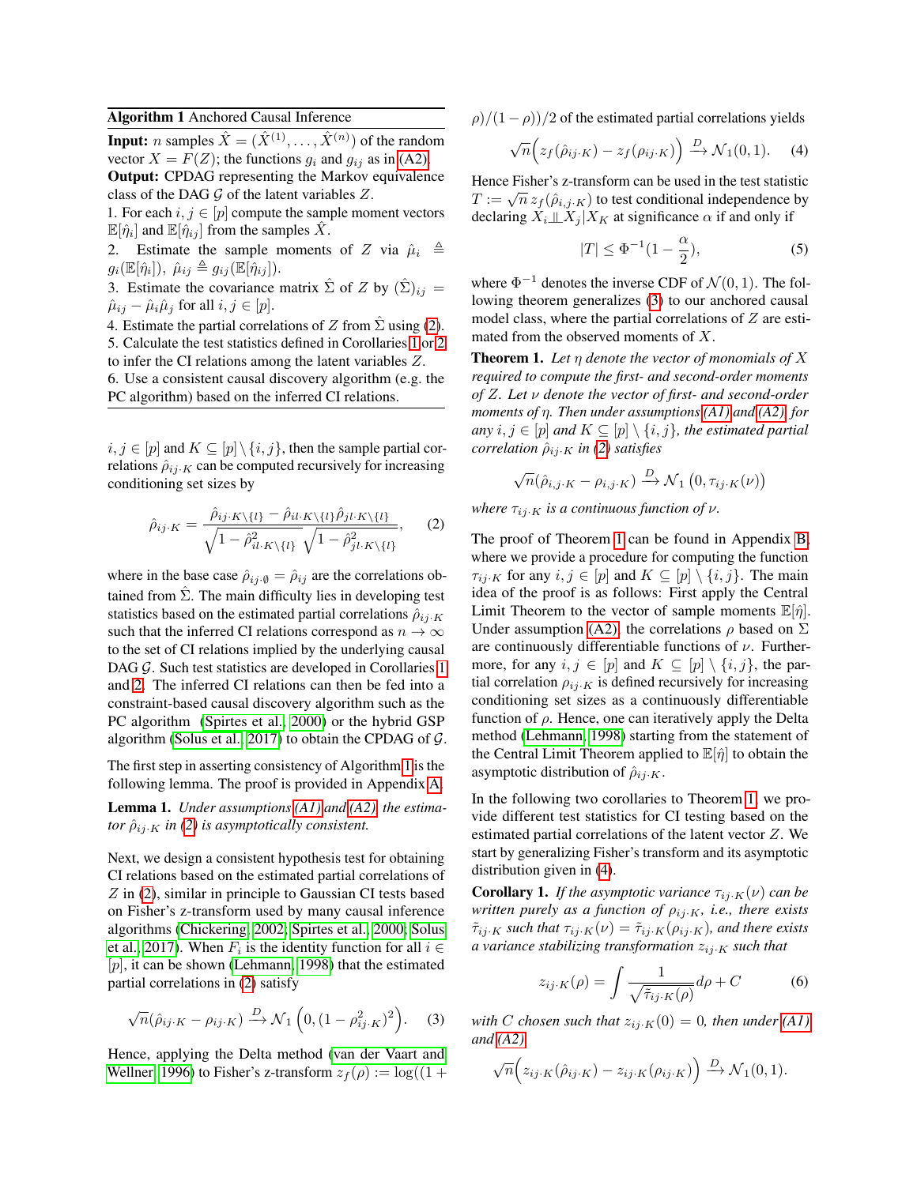**Algorithm 1** Anchored Causal Inference

**Input:** $n$ samples $\hat{X} = (\hat{X}^{(1)}, \ldots, \hat{X}^{(n)})$ of the random vector $X = F(Z)$; the functions $g_i$ and $g_{ij}$ as in (A2).
**Output:** CPDAG representing the Markov equivalence class of the DAG $\mathcal{G}$ of the latent variables $Z$.
1. For each $i, j \in [p]$ compute the sample moment vectors $\mathbb{E}[\hat{\eta}_i]$ and $\mathbb{E}[\hat{\eta}_{ij}]$ from the samples $\hat{X}$.
2. Estimate the sample moments of $Z$ via $\hat{\mu}_i \triangleq g_i(\mathbb{E}[\hat{\eta}_i]),\ \hat{\mu}_{ij} \triangleq g_{ij}(\mathbb{E}[\hat{\eta}_{ij}])$.
3. Estimate the covariance matrix $\hat{\Sigma}$ of $Z$ by $(\hat{\Sigma})_{ij} = \hat{\mu}_{ij} - \hat{\mu}_i \hat{\mu}_j$ for all $i, j \in [p]$.
4. Estimate the partial correlations of $Z$ from $\hat{\Sigma}$ using (2).
5. Calculate the test statistics defined in Corollaries 1 or 2 to infer the CI relations among the latent variables $Z$.
6. Use a consistent causal discovery algorithm (e.g. the PC algorithm) based on the inferred CI relations.

$i, j \in [p]$ and $K \subseteq [p] \setminus \{i, j\}$, then the sample partial correlations $\hat{\rho}_{ij \cdot K}$ can be computed recursively for increasing conditioning set sizes by

$$\hat{\rho}_{ij \cdot K} = \frac{\hat{\rho}_{ij \cdot K \setminus \{l\}} - \hat{\rho}_{il \cdot K \setminus \{l\}} \hat{\rho}_{jl \cdot K \setminus \{l\}}}{\sqrt{1 - \hat{\rho}^2_{il \cdot K \setminus \{l\}}} \sqrt{1 - \hat{\rho}^2_{jl \cdot K \setminus \{l\}}}}, \qquad (2)$$

where in the base case $\hat{\rho}_{ij \cdot \emptyset} = \hat{\rho}_{ij}$ are the correlations obtained from $\hat{\Sigma}$. The main difficulty lies in developing test statistics based on the estimated partial correlations $\hat{\rho}_{ij \cdot K}$ such that the inferred CI relations correspond as $n \to \infty$ to the set of CI relations implied by the underlying causal DAG $\mathcal{G}$. Such test statistics are developed in Corollaries 1 and 2. The inferred CI relations can then be fed into a constraint-based causal discovery algorithm such as the PC algorithm (Spirtes et al., 2000) or the hybrid GSP algorithm (Solus et al., 2017) to obtain the CPDAG of $\mathcal{G}$.

The first step in asserting consistency of Algorithm 1 is the following lemma. The proof is provided in Appendix A.

**Lemma 1.** *Under assumptions (A1) and (A2), the estimator $\hat{\rho}_{ij \cdot K}$ in (2) is asymptotically consistent.*

Next, we design a consistent hypothesis test for obtaining CI relations based on the estimated partial correlations of $Z$ in (2), similar in principle to Gaussian CI tests based on Fisher's z-transform used by many causal inference algorithms (Chickering, 2002; Spirtes et al., 2000; Solus et al., 2017). When $F_i$ is the identity function for all $i \in [p]$, it can be shown (Lehmann, 1998) that the estimated partial correlations in (2) satisfy

$$\sqrt{n}(\hat{\rho}_{ij \cdot K} - \rho_{ij \cdot K}) \xrightarrow{D} \mathcal{N}_1\left(0, (1 - \rho^2_{ij \cdot K})^2\right). \qquad (3)$$

Hence, applying the Delta method (van der Vaart and Wellner, 1996) to Fisher's z-transform $z_f(\rho) := \log((1 + \rho)/(1 - \rho))/2$ of the estimated partial correlations yields

$$\sqrt{n}\Big(z_f(\hat{\rho}_{ij \cdot K}) - z_f(\rho_{ij \cdot K})\Big) \xrightarrow{D} \mathcal{N}_1(0, 1). \qquad (4)$$

Hence Fisher's z-transform can be used in the test statistic $T := \sqrt{n}\, z_f(\hat{\rho}_{i,j \cdot K})$ to test conditional independence by declaring $X_i \perp\!\!\!\perp X_j | X_K$ at significance $\alpha$ if and only if

$$|T| \leq \Phi^{-1}(1 - \frac{\alpha}{2}), \qquad (5)$$

where $\Phi^{-1}$ denotes the inverse CDF of $\mathcal{N}(0, 1)$. The following theorem generalizes (3) to our anchored causal model class, where the partial correlations of $Z$ are estimated from the observed moments of $X$.

**Theorem 1.** *Let $\eta$ denote the vector of monomials of $X$ required to compute the first- and second-order moments of $Z$. Let $\nu$ denote the vector of first- and second-order moments of $\eta$. Then under assumptions (A1) and (A2), for any $i, j \in [p]$ and $K \subseteq [p] \setminus \{i, j\}$, the estimated partial correlation $\hat{\rho}_{ij \cdot K}$ in (2) satisfies*

$$\sqrt{n}(\hat{\rho}_{i,j \cdot K} - \rho_{i,j \cdot K}) \xrightarrow{D} \mathcal{N}_1\left(0, \tau_{ij \cdot K}(\nu)\right)$$

*where $\tau_{ij \cdot K}$ is a continuous function of $\nu$.*

The proof of Theorem 1 can be found in Appendix B, where we provide a procedure for computing the function $\tau_{ij \cdot K}$ for any $i, j \in [p]$ and $K \subseteq [p] \setminus \{i, j\}$. The main idea of the proof is as follows: First apply the Central Limit Theorem to the vector of sample moments $\mathbb{E}[\hat{\eta}]$. Under assumption (A2), the correlations $\rho$ based on $\Sigma$ are continuously differentiable functions of $\nu$. Furthermore, for any $i, j \in [p]$ and $K \subseteq [p] \setminus \{i, j\}$, the partial correlation $\rho_{ij \cdot K}$ is defined recursively for increasing conditioning set sizes as a continuously differentiable function of $\rho$. Hence, one can iteratively apply the Delta method (Lehmann, 1998) starting from the statement of the Central Limit Theorem applied to $\mathbb{E}[\hat{\eta}]$ to obtain the asymptotic distribution of $\hat{\rho}_{ij \cdot K}$.

In the following two corollaries to Theorem 1, we provide different test statistics for CI testing based on the estimated partial correlations of the latent vector $Z$. We start by generalizing Fisher's transform and its asymptotic distribution given in (4).

**Corollary 1.** *If the asymptotic variance $\tau_{ij \cdot K}(\nu)$ can be written purely as a function of $\rho_{ij \cdot K}$, i.e., there exists $\tilde{\tau}_{ij \cdot K}$ such that $\tau_{ij \cdot K}(\nu) = \tilde{\tau}_{ij \cdot K}(\rho_{ij \cdot K})$, and there exists a variance stabilizing transformation $z_{ij \cdot K}$ such that*

$$z_{ij \cdot K}(\rho) = \int \frac{1}{\sqrt{\tilde{\tau}_{ij \cdot K}(\rho)}} d\rho + C \qquad (6)$$

*with $C$ chosen such that $z_{ij \cdot K}(0) = 0$, then under (A1) and (A2)*

$$\sqrt{n}\Big(z_{ij \cdot K}(\hat{\rho}_{ij \cdot K}) - z_{ij \cdot K}(\rho_{ij \cdot K})\Big) \xrightarrow{D} \mathcal{N}_1(0, 1).$$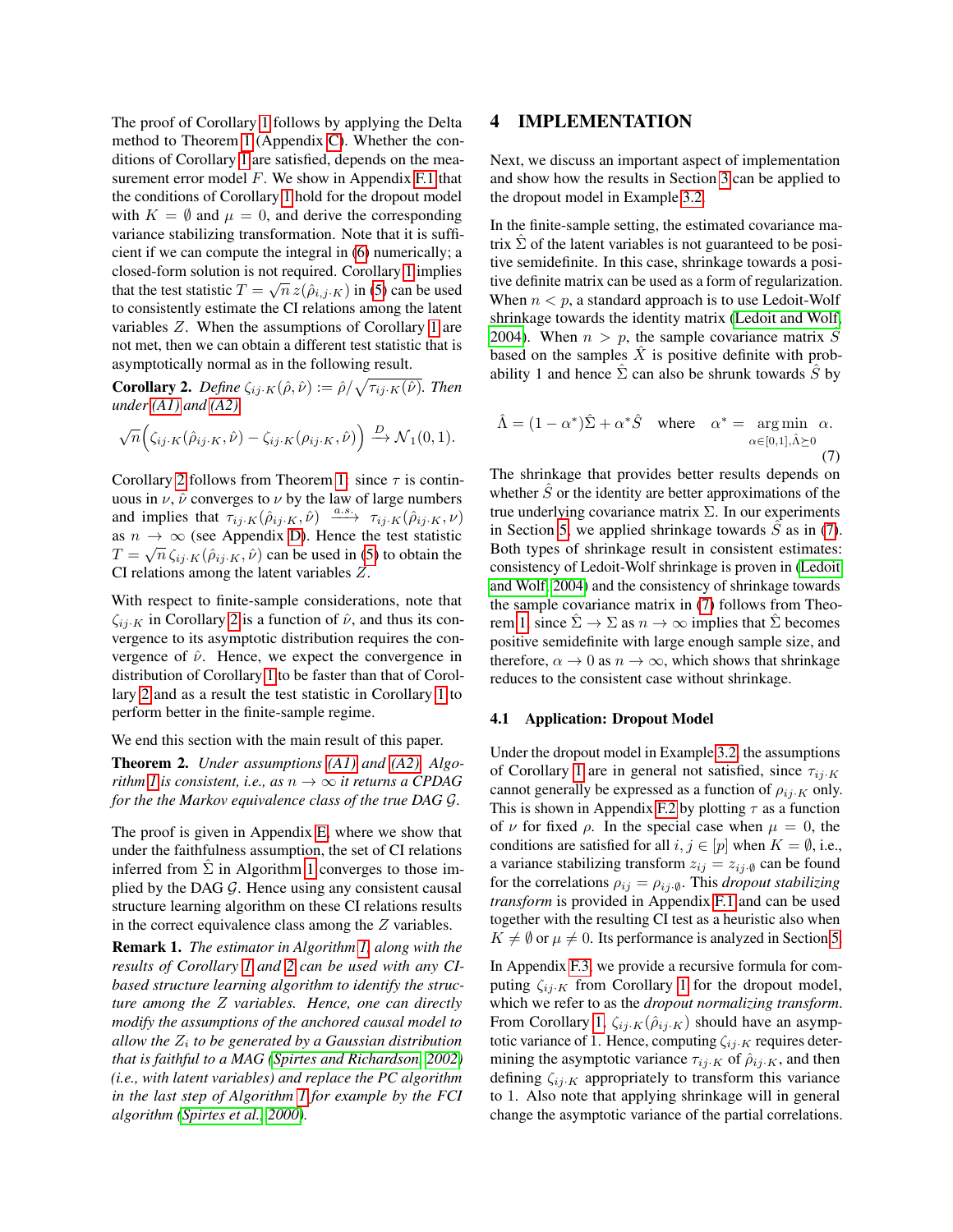The proof of Corollary 1 follows by applying the Delta method to Theorem 1 (Appendix C). Whether the conditions of Corollary 1 are satisfied, depends on the measurement error model $F$. We show in Appendix F.1 that the conditions of Corollary 1 hold for the dropout model with $K = \emptyset$ and $\mu = 0$, and derive the corresponding variance stabilizing transformation. Note that it is sufficient if we can compute the integral in (6) numerically; a closed-form solution is not required. Corollary 1 implies that the test statistic $T = \sqrt{n}\, z(\hat{\rho}_{i,j \cdot K})$ in (5) can be used to consistently estimate the CI relations among the latent variables $Z$. When the assumptions of Corollary 1 are not met, then we can obtain a different test statistic that is asymptotically normal as in the following result.

**Corollary 2.** *Define* $\zeta_{ij \cdot K}(\hat{\rho}, \hat{\nu}) := \hat{\rho}/\sqrt{\tau_{ij \cdot K}(\hat{\nu})}$. *Then under (A1) and (A2),*

$$\sqrt{n}\Big(\zeta_{ij \cdot K}(\hat{\rho}_{ij \cdot K}, \hat{\nu}) - \zeta_{ij \cdot K}(\rho_{ij \cdot K}, \hat{\nu})\Big) \xrightarrow{D} \mathcal{N}_1(0, 1).$$

Corollary 2 follows from Theorem 1: since $\tau$ is continuous in $\nu$, $\hat{\nu}$ converges to $\nu$ by the law of large numbers and implies that $\tau_{ij \cdot K}(\hat{\rho}_{ij \cdot K}, \hat{\nu}) \xrightarrow{a.s.} \tau_{ij \cdot K}(\hat{\rho}_{ij \cdot K}, \nu)$ as $n \to \infty$ (see Appendix D). Hence the test statistic $T = \sqrt{n}\, \zeta_{ij \cdot K}(\hat{\rho}_{ij \cdot K}, \hat{\nu})$ can be used in (5) to obtain the CI relations among the latent variables $Z$.

With respect to finite-sample considerations, note that $\zeta_{ij \cdot K}$ in Corollary 2 is a function of $\hat{\nu}$, and thus its convergence to its asymptotic distribution requires the convergence of $\hat{\nu}$. Hence, we expect the convergence in distribution of Corollary 1 to be faster than that of Corollary 2 and as a result the test statistic in Corollary 1 to perform better in the finite-sample regime.

We end this section with the main result of this paper.

**Theorem 2.** *Under assumptions (A1) and (A2), Algorithm 1 is consistent, i.e., as $n \to \infty$ it returns a CPDAG for the the Markov equivalence class of the true DAG $\mathcal{G}$.*

The proof is given in Appendix E, where we show that under the faithfulness assumption, the set of CI relations inferred from $\hat{\Sigma}$ in Algorithm 1 converges to those implied by the DAG $\mathcal{G}$. Hence using any consistent causal structure learning algorithm on these CI relations results in the correct equivalence class among the $Z$ variables.

**Remark 1.** *The estimator in Algorithm 1, along with the results of Corollary 1 and 2 can be used with any CI-based structure learning algorithm to identify the structure among the $Z$ variables. Hence, one can directly modify the assumptions of the anchored causal model to allow the $Z_i$ to be generated by a Gaussian distribution that is faithful to a MAG (Spirtes and Richardson, 2002) (i.e., with latent variables) and replace the PC algorithm in the last step of Algorithm 1 for example by the FCI algorithm (Spirtes et al., 2000).*

## 4 IMPLEMENTATION

Next, we discuss an important aspect of implementation and show how the results in Section 3 can be applied to the dropout model in Example 3.2.

In the finite-sample setting, the estimated covariance matrix $\hat{\Sigma}$ of the latent variables is not guaranteed to be positive semidefinite. In this case, shrinkage towards a positive definite matrix can be used as a form of regularization. When $n < p$, a standard approach is to use Ledoit-Wolf shrinkage towards the identity matrix (Ledoit and Wolf, 2004). When $n > p$, the sample covariance matrix $S$ based on the samples $\hat{X}$ is positive definite with probability 1 and hence $\hat{\Sigma}$ can also be shrunk towards $\hat{S}$ by

$$\hat{\Lambda} = (1 - \alpha^*)\hat{\Sigma} + \alpha^* \hat{S} \quad \text{where} \quad \alpha^* = \underset{\alpha \in [0,1], \hat{\Lambda} \succeq 0}{\arg\min}\; \alpha. \tag{7}$$

The shrinkage that provides better results depends on whether $\hat{S}$ or the identity are better approximations of the true underlying covariance matrix $\Sigma$. In our experiments in Section 5, we applied shrinkage towards $\hat{S}$ as in (7). Both types of shrinkage result in consistent estimates: consistency of Ledoit-Wolf shrinkage is proven in (Ledoit and Wolf, 2004) and the consistency of shrinkage towards the sample covariance matrix in (7) follows from Theorem 1, since $\hat{\Sigma} \to \Sigma$ as $n \to \infty$ implies that $\hat{\Sigma}$ becomes positive semidefinite with large enough sample size, and therefore, $\alpha \to 0$ as $n \to \infty$, which shows that shrinkage reduces to the consistent case without shrinkage.

### 4.1 Application: Dropout Model

Under the dropout model in Example 3.2, the assumptions of Corollary 1 are in general not satisfied, since $\tau_{ij \cdot K}$ cannot generally be expressed as a function of $\rho_{ij \cdot K}$ only. This is shown in Appendix F.2 by plotting $\tau$ as a function of $\nu$ for fixed $\rho$. In the special case when $\mu = 0$, the conditions are satisfied for all $i, j \in [p]$ when $K = \emptyset$, i.e., a variance stabilizing transform $z_{ij} = z_{ij \cdot \emptyset}$ can be found for the correlations $\rho_{ij} = \rho_{ij \cdot \emptyset}$. This *dropout stabilizing transform* is provided in Appendix F.1 and can be used together with the resulting CI test as a heuristic also when $K \neq \emptyset$ or $\mu \neq 0$. Its performance is analyzed in Section 5.

In Appendix F.3, we provide a recursive formula for computing $\zeta_{ij \cdot K}$ from Corollary 1 for the dropout model, which we refer to as the *dropout normalizing transform*. From Corollary 1, $\zeta_{ij \cdot K}(\hat{\rho}_{ij \cdot K})$ should have an asymptotic variance of 1. Hence, computing $\zeta_{ij \cdot K}$ requires determining the asymptotic variance $\tau_{ij \cdot K}$ of $\hat{\rho}_{ij \cdot K}$, and then defining $\zeta_{ij \cdot K}$ appropriately to transform this variance to 1. Also note that applying shrinkage will in general change the asymptotic variance of the partial correlations.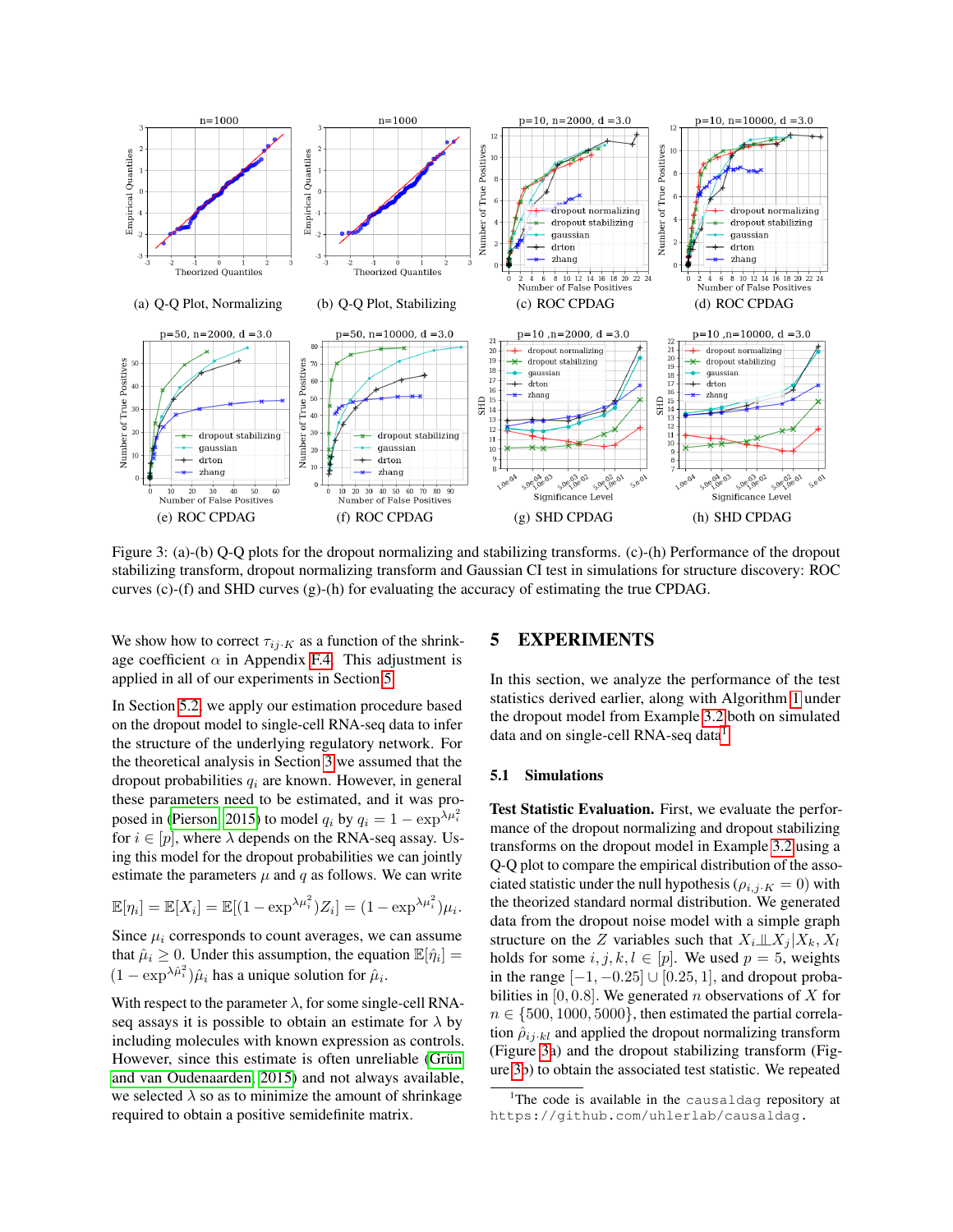Figure 3: (a)-(b) Q-Q plots for the dropout normalizing and stabilizing transforms. (c)-(h) Performance of the dropout stabilizing transform, dropout normalizing transform and Gaussian CI test in simulations for structure discovery: ROC curves (c)-(f) and SHD curves (g)-(h) for evaluating the accuracy of estimating the true CPDAG.

We show how to correct $\tau_{ij \cdot K}$ as a function of the shrinkage coefficient $\alpha$ in Appendix F.4. This adjustment is applied in all of our experiments in Section 5.

In Section 5.2, we apply our estimation procedure based on the dropout model to single-cell RNA-seq data to infer the structure of the underlying regulatory network. For the theoretical analysis in Section 3 we assumed that the dropout probabilities $q_i$ are known. However, in general these parameters need to be estimated, and it was proposed in (Pierson, 2015) to model $q_i$ by $q_i = 1 - \exp^{\lambda \mu_i^2}$ for $i \in [p]$, where $\lambda$ depends on the RNA-seq assay. Using this model for the dropout probabilities we can jointly estimate the parameters $\mu$ and $q$ as follows. We can write

$$\mathbb{E}[\eta_i] = \mathbb{E}[X_i] = \mathbb{E}[(1 - \exp^{\lambda \mu_i^2}) Z_i] = (1 - \exp^{\lambda \mu_i^2}) \mu_i.$$

Since $\mu_i$ corresponds to count averages, we can assume that $\hat{\mu}_i \geq 0$. Under this assumption, the equation $\mathbb{E}[\hat{\eta}_i] = (1 - \exp^{\lambda \hat{\mu}_i^2}) \hat{\mu}_i$ has a unique solution for $\hat{\mu}_i$.

With respect to the parameter $\lambda$, for some single-cell RNA-seq assays it is possible to obtain an estimate for $\lambda$ by including molecules with known expression as controls. However, since this estimate is often unreliable (Grün and van Oudenaarden, 2015) and not always available, we selected $\lambda$ so as to minimize the amount of shrinkage required to obtain a positive semidefinite matrix.

# 5 EXPERIMENTS

In this section, we analyze the performance of the test statistics derived earlier, along with Algorithm 1 under the dropout model from Example 3.2 both on simulated data and on single-cell RNA-seq data[1].

## 5.1 Simulations

**Test Statistic Evaluation.** First, we evaluate the performance of the dropout normalizing and dropout stabilizing transforms on the dropout model in Example 3.2 using a Q-Q plot to compare the empirical distribution of the associated statistic under the null hypothesis ($\rho_{i,j \cdot K} = 0$) with the theorized standard normal distribution. We generated data from the dropout noise model with a simple graph structure on the $Z$ variables such that $X_i \perp\!\!\!\perp X_j | X_k, X_l$ holds for some $i, j, k, l \in [p]$. We used $p = 5$, weights in the range $[-1, -0.25] \cup [0.25, 1]$, and dropout probabilities in $[0, 0.8]$. We generated $n$ observations of $X$ for $n \in \{500, 1000, 5000\}$, then estimated the partial correlation $\hat{\rho}_{ij \cdot kl}$ and applied the dropout normalizing transform (Figure 3a) and the dropout stabilizing transform (Figure 3b) to obtain the associated test statistic. We repeated

[1]The code is available in the causaldag repository at https://github.com/uhlerlab/causaldag.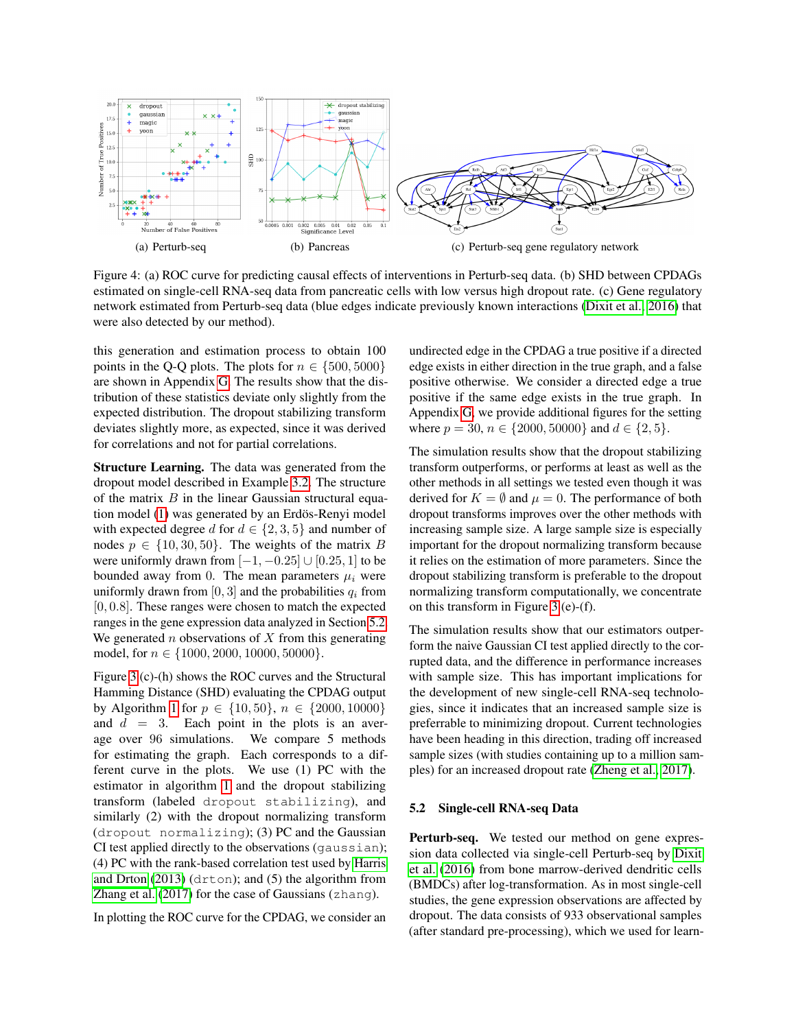(a) Perturb-seq

(b) Pancreas

(c) Perturb-seq gene regulatory network

Figure 4: (a) ROC curve for predicting causal effects of interventions in Perturb-seq data. (b) SHD between CPDAGs estimated on single-cell RNA-seq data from pancreatic cells with low versus high dropout rate. (c) Gene regulatory network estimated from Perturb-seq data (blue edges indicate previously known interactions (Dixit et al., 2016) that were also detected by our method).

this generation and estimation process to obtain 100 points in the Q-Q plots. The plots for $n \in \{500, 5000\}$ are shown in Appendix G. The results show that the distribution of these statistics deviate only slightly from the expected distribution. The dropout stabilizing transform deviates slightly more, as expected, since it was derived for correlations and not for partial correlations.

**Structure Learning.** The data was generated from the dropout model described in Example 3.2. The structure of the matrix $B$ in the linear Gaussian structural equation model (1) was generated by an Erdös-Renyi model with expected degree $d$ for $d \in \{2, 3, 5\}$ and number of nodes $p \in \{10, 30, 50\}$. The weights of the matrix $B$ were uniformly drawn from $[-1, -0.25] \cup [0.25, 1]$ to be bounded away from 0. The mean parameters $\mu_i$ were uniformly drawn from $[0, 3]$ and the probabilities $q_i$ from $[0, 0.8]$. These ranges were chosen to match the expected ranges in the gene expression data analyzed in Section 5.2. We generated $n$ observations of $X$ from this generating model, for $n \in \{1000, 2000, 10000, 50000\}$.

Figure 3 (c)-(h) shows the ROC curves and the Structural Hamming Distance (SHD) evaluating the CPDAG output by Algorithm 1 for $p \in \{10, 50\}$, $n \in \{2000, 10000\}$ and $d = 3$. Each point in the plots is an average over 96 simulations. We compare 5 methods for estimating the graph. Each corresponds to a different curve in the plots. We use (1) PC with the estimator in algorithm 1 and the dropout stabilizing transform (labeled `dropout stabilizing`), and similarly (2) with the dropout normalizing transform (`dropout normalizing`); (3) PC and the Gaussian CI test applied directly to the observations (`gaussian`); (4) PC with the rank-based correlation test used by Harris and Drton (2013) (`drton`); and (5) the algorithm from Zhang et al. (2017) for the case of Gaussians (`zhang`).

In plotting the ROC curve for the CPDAG, we consider an undirected edge in the CPDAG a true positive if a directed edge exists in either direction in the true graph, and a false positive otherwise. We consider a directed edge a true positive if the same edge exists in the true graph. In Appendix G, we provide additional figures for the setting where $p = 30$, $n \in \{2000, 50000\}$ and $d \in \{2, 5\}$.

The simulation results show that the dropout stabilizing transform outperforms, or performs at least as well as the other methods in all settings we tested even though it was derived for $K = \emptyset$ and $\mu = 0$. The performance of both dropout transforms improves over the other methods with increasing sample size. A large sample size is especially important for the dropout normalizing transform because it relies on the estimation of more parameters. Since the dropout stabilizing transform is preferable to the dropout normalizing transform computationally, we concentrate on this transform in Figure 3 (e)-(f).

The simulation results show that our estimators outperform the naive Gaussian CI test applied directly to the corrupted data, and the difference in performance increases with sample size. This has important implications for the development of new single-cell RNA-seq technologies, since it indicates that an increased sample size is preferable to minimizing dropout. Current technologies have been heading in this direction, trading off increased sample sizes (with studies containing up to a million samples) for an increased dropout rate (Zheng et al., 2017).

### 5.2 Single-cell RNA-seq Data

**Perturb-seq.** We tested our method on gene expression data collected via single-cell Perturb-seq by Dixit et al. (2016) from bone marrow-derived dendritic cells (BMDCs) after log-transformation. As in most single-cell studies, the gene expression observations are affected by dropout. The data consists of 933 observational samples (after standard pre-processing), which we used for learn-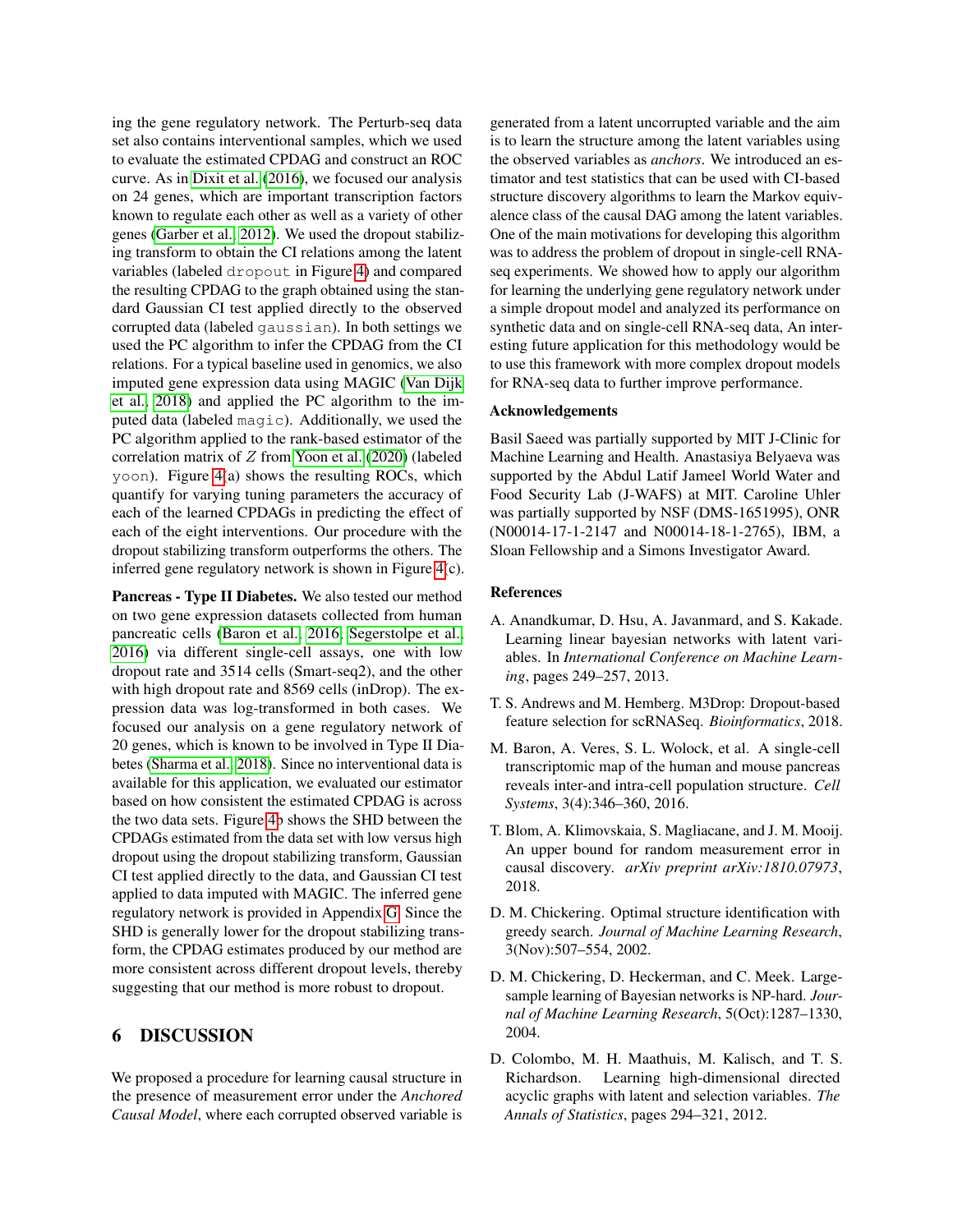ing the gene regulatory network. The Perturb-seq data set also contains interventional samples, which we used to evaluate the estimated CPDAG and construct an ROC curve. As in Dixit et al. (2016), we focused our analysis on 24 genes, which are important transcription factors known to regulate each other as well as a variety of other genes (Garber et al., 2012). We used the dropout stabilizing transform to obtain the CI relations among the latent variables (labeled `dropout` in Figure 4) and compared the resulting CPDAG to the graph obtained using the standard Gaussian CI test applied directly to the observed corrupted data (labeled `gaussian`). In both settings we used the PC algorithm to infer the CPDAG from the CI relations. For a typical baseline used in genomics, we also imputed gene expression data using MAGIC (Van Dijk et al., 2018) and applied the PC algorithm to the imputed data (labeled `magic`). Additionally, we used the PC algorithm applied to the rank-based estimator of the correlation matrix of $Z$ from Yoon et al. (2020) (labeled `yoon`). Figure 4(a) shows the resulting ROCs, which quantify for varying tuning parameters the accuracy of each of the learned CPDAGs in predicting the effect of each of the eight interventions. Our procedure with the dropout stabilizing transform outperforms the others. The inferred gene regulatory network is shown in Figure 4(c).

**Pancreas - Type II Diabetes.** We also tested our method on two gene expression datasets collected from human pancreatic cells (Baron et al., 2016; Segerstolpe et al., 2016) via different single-cell assays, one with low dropout rate and 3514 cells (Smart-seq2), and the other with high dropout rate and 8569 cells (inDrop). The expression data was log-transformed in both cases. We focused our analysis on a gene regulatory network of 20 genes, which is known to be involved in Type II Diabetes (Sharma et al., 2018). Since no interventional data is available for this application, we evaluated our estimator based on how consistent the estimated CPDAG is across the two data sets. Figure 4b shows the SHD between the CPDAGs estimated from the data set with low versus high dropout using the dropout stabilizing transform, Gaussian CI test applied directly to the data, and Gaussian CI test applied to data imputed with MAGIC. The inferred gene regulatory network is provided in Appendix G. Since the SHD is generally lower for the dropout stabilizing transform, the CPDAG estimates produced by our method are more consistent across different dropout levels, thereby suggesting that our method is more robust to dropout.

## 6 DISCUSSION

We proposed a procedure for learning causal structure in the presence of measurement error under the *Anchored Causal Model*, where each corrupted observed variable is generated from a latent uncorrupted variable and the aim is to learn the structure among the latent variables using the observed variables as *anchors*. We introduced an estimator and test statistics that can be used with CI-based structure discovery algorithms to learn the Markov equivalence class of the causal DAG among the latent variables. One of the main motivations for developing this algorithm was to address the problem of dropout in single-cell RNA-seq experiments. We showed how to apply our algorithm for learning the underlying gene regulatory network under a simple dropout model and analyzed its performance on synthetic data and on single-cell RNA-seq data, An interesting future application for this methodology would be to use this framework with more complex dropout models for RNA-seq data to further improve performance.

### Acknowledgements

Basil Saeed was partially supported by MIT J-Clinic for Machine Learning and Health. Anastasiya Belyaeva was supported by the Abdul Latif Jameel World Water and Food Security Lab (J-WAFS) at MIT. Caroline Uhler was partially supported by NSF (DMS-1651995), ONR (N00014-17-1-2147 and N00014-18-1-2765), IBM, a Sloan Fellowship and a Simons Investigator Award.

### References

A. Anandkumar, D. Hsu, A. Javanmard, and S. Kakade. Learning linear bayesian networks with latent variables. In *International Conference on Machine Learning*, pages 249–257, 2013.

T. S. Andrews and M. Hemberg. M3Drop: Dropout-based feature selection for scRNASeq. *Bioinformatics*, 2018.

M. Baron, A. Veres, S. L. Wolock, et al. A single-cell transcriptomic map of the human and mouse pancreas reveals inter-and intra-cell population structure. *Cell Systems*, 3(4):346–360, 2016.

T. Blom, A. Klimovskaia, S. Magliacane, and J. M. Mooij. An upper bound for random measurement error in causal discovery. *arXiv preprint arXiv:1810.07973*, 2018.

D. M. Chickering. Optimal structure identification with greedy search. *Journal of Machine Learning Research*, 3(Nov):507–554, 2002.

D. M. Chickering, D. Heckerman, and C. Meek. Large-sample learning of Bayesian networks is NP-hard. *Journal of Machine Learning Research*, 5(Oct):1287–1330, 2004.

D. Colombo, M. H. Maathuis, M. Kalisch, and T. S. Richardson. Learning high-dimensional directed acyclic graphs with latent and selection variables. *The Annals of Statistics*, pages 294–321, 2012.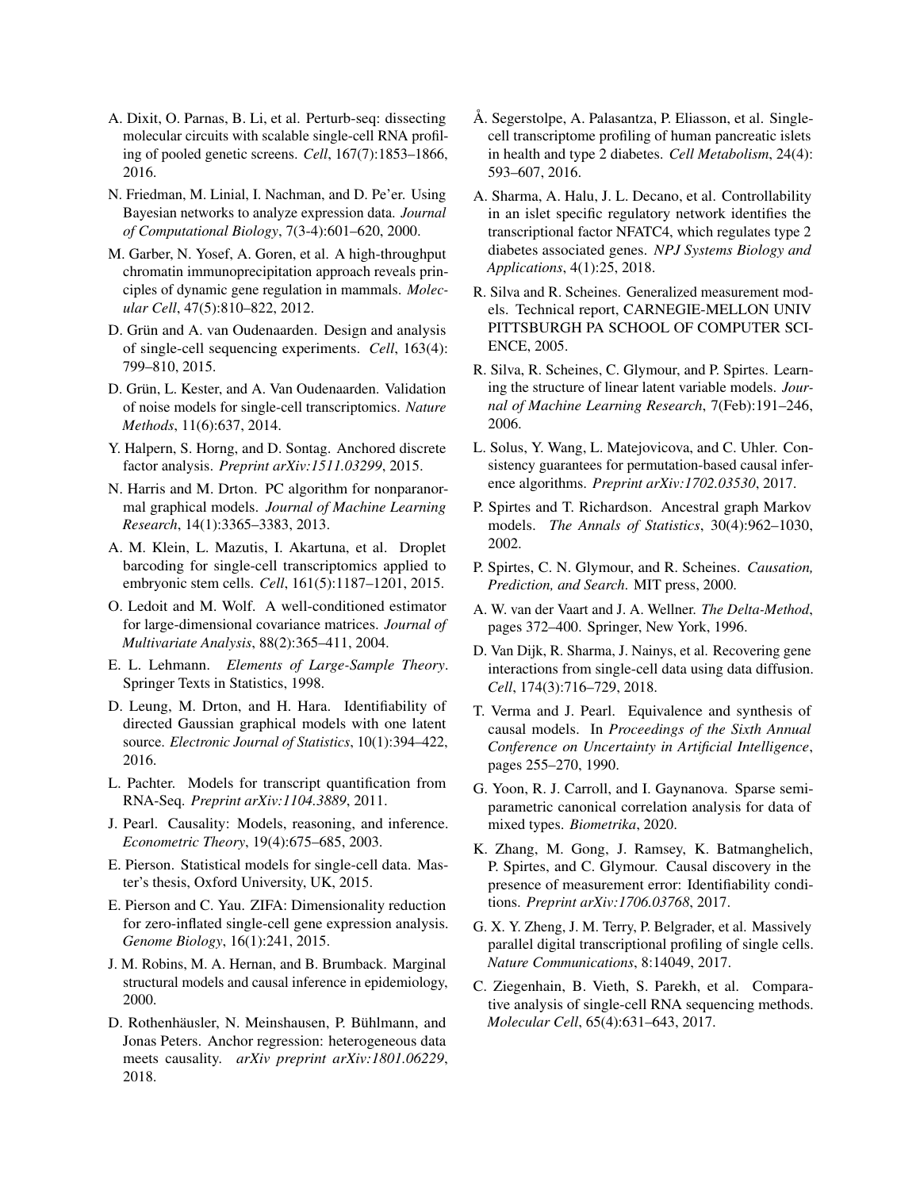A. Dixit, O. Parnas, B. Li, et al. Perturb-seq: dissecting molecular circuits with scalable single-cell RNA profiling of pooled genetic screens. *Cell*, 167(7):1853–1866, 2016.

N. Friedman, M. Linial, I. Nachman, and D. Pe'er. Using Bayesian networks to analyze expression data. *Journal of Computational Biology*, 7(3-4):601–620, 2000.

M. Garber, N. Yosef, A. Goren, et al. A high-throughput chromatin immunoprecipitation approach reveals principles of dynamic gene regulation in mammals. *Molecular Cell*, 47(5):810–822, 2012.

D. Grün and A. van Oudenaarden. Design and analysis of single-cell sequencing experiments. *Cell*, 163(4): 799–810, 2015.

D. Grün, L. Kester, and A. Van Oudenaarden. Validation of noise models for single-cell transcriptomics. *Nature Methods*, 11(6):637, 2014.

Y. Halpern, S. Horng, and D. Sontag. Anchored discrete factor analysis. *Preprint arXiv:1511.03299*, 2015.

N. Harris and M. Drton. PC algorithm for nonparanormal graphical models. *Journal of Machine Learning Research*, 14(1):3365–3383, 2013.

A. M. Klein, L. Mazutis, I. Akartuna, et al. Droplet barcoding for single-cell transcriptomics applied to embryonic stem cells. *Cell*, 161(5):1187–1201, 2015.

O. Ledoit and M. Wolf. A well-conditioned estimator for large-dimensional covariance matrices. *Journal of Multivariate Analysis*, 88(2):365–411, 2004.

E. L. Lehmann. *Elements of Large-Sample Theory*. Springer Texts in Statistics, 1998.

D. Leung, M. Drton, and H. Hara. Identifiability of directed Gaussian graphical models with one latent source. *Electronic Journal of Statistics*, 10(1):394–422, 2016.

L. Pachter. Models for transcript quantification from RNA-Seq. *Preprint arXiv:1104.3889*, 2011.

J. Pearl. Causality: Models, reasoning, and inference. *Econometric Theory*, 19(4):675–685, 2003.

E. Pierson. Statistical models for single-cell data. Master's thesis, Oxford University, UK, 2015.

E. Pierson and C. Yau. ZIFA: Dimensionality reduction for zero-inflated single-cell gene expression analysis. *Genome Biology*, 16(1):241, 2015.

J. M. Robins, M. A. Hernan, and B. Brumback. Marginal structural models and causal inference in epidemiology, 2000.

D. Rothenhäusler, N. Meinshausen, P. Bühlmann, and Jonas Peters. Anchor regression: heterogeneous data meets causality. *arXiv preprint arXiv:1801.06229*, 2018.

Å. Segerstolpe, A. Palasantza, P. Eliasson, et al. Single-cell transcriptome profiling of human pancreatic islets in health and type 2 diabetes. *Cell Metabolism*, 24(4): 593–607, 2016.

A. Sharma, A. Halu, J. L. Decano, et al. Controllability in an islet specific regulatory network identifies the transcriptional factor NFATC4, which regulates type 2 diabetes associated genes. *NPJ Systems Biology and Applications*, 4(1):25, 2018.

R. Silva and R. Scheines. Generalized measurement models. Technical report, CARNEGIE-MELLON UNIV PITTSBURGH PA SCHOOL OF COMPUTER SCIENCE, 2005.

R. Silva, R. Scheines, C. Glymour, and P. Spirtes. Learning the structure of linear latent variable models. *Journal of Machine Learning Research*, 7(Feb):191–246, 2006.

L. Solus, Y. Wang, L. Matejovicova, and C. Uhler. Consistency guarantees for permutation-based causal inference algorithms. *Preprint arXiv:1702.03530*, 2017.

P. Spirtes and T. Richardson. Ancestral graph Markov models. *The Annals of Statistics*, 30(4):962–1030, 2002.

P. Spirtes, C. N. Glymour, and R. Scheines. *Causation, Prediction, and Search*. MIT press, 2000.

A. W. van der Vaart and J. A. Wellner. *The Delta-Method*, pages 372–400. Springer, New York, 1996.

D. Van Dijk, R. Sharma, J. Nainys, et al. Recovering gene interactions from single-cell data using data diffusion. *Cell*, 174(3):716–729, 2018.

T. Verma and J. Pearl. Equivalence and synthesis of causal models. In *Proceedings of the Sixth Annual Conference on Uncertainty in Artificial Intelligence*, pages 255–270, 1990.

G. Yoon, R. J. Carroll, and I. Gaynanova. Sparse semiparametric canonical correlation analysis for data of mixed types. *Biometrika*, 2020.

K. Zhang, M. Gong, J. Ramsey, K. Batmanghelich, P. Spirtes, and C. Glymour. Causal discovery in the presence of measurement error: Identifiability conditions. *Preprint arXiv:1706.03768*, 2017.

G. X. Y. Zheng, J. M. Terry, P. Belgrader, et al. Massively parallel digital transcriptional profiling of single cells. *Nature Communications*, 8:14049, 2017.

C. Ziegenhain, B. Vieth, S. Parekh, et al. Comparative analysis of single-cell RNA sequencing methods. *Molecular Cell*, 65(4):631–643, 2017.